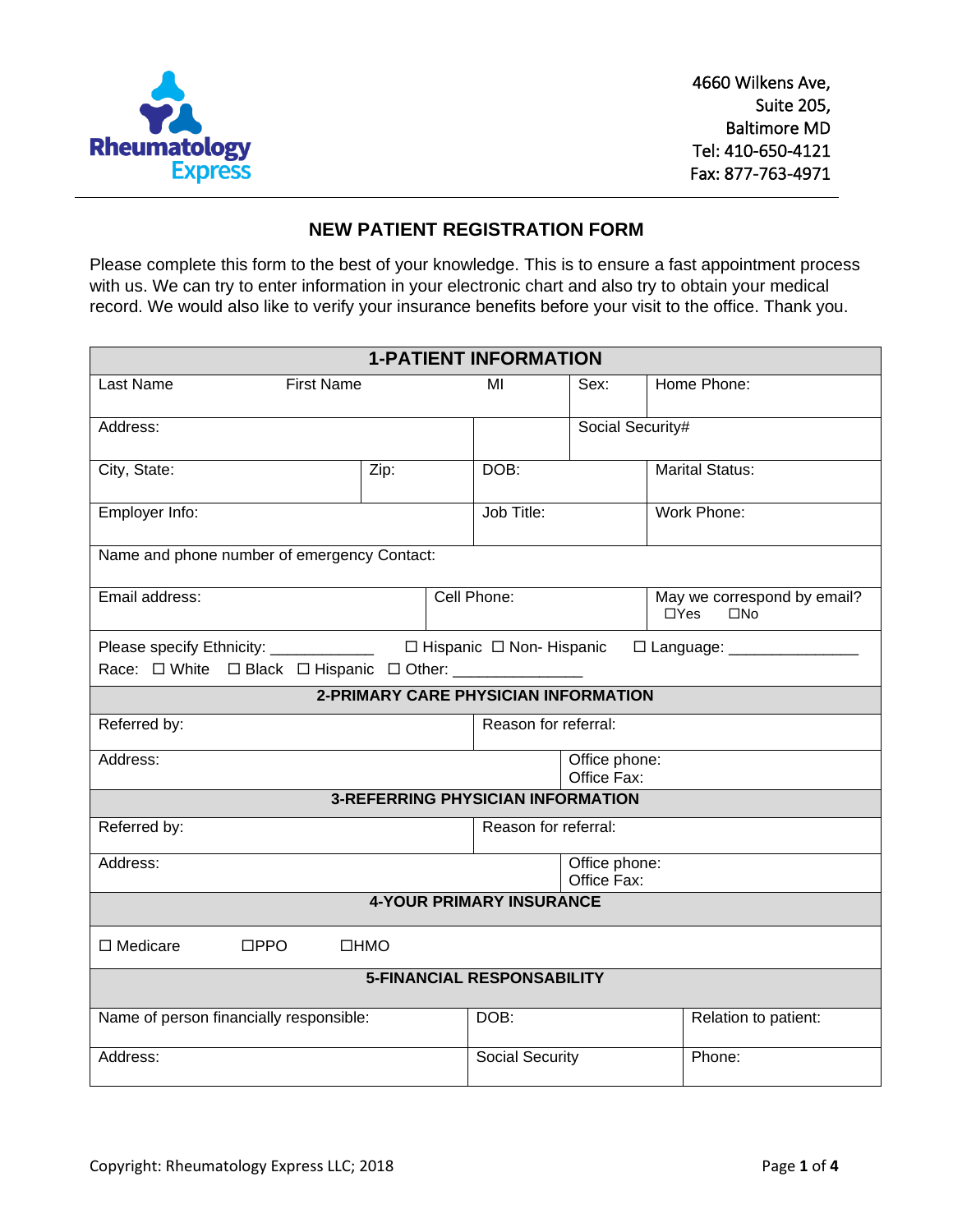Rheumatology Express

4660 Wilkens Ave,
Suite 205,
Baltimore MD
Tel: 410-650-4121
Fax: 877-763-4971

# NEW PATIENT REGISTRATION FORM

Please complete this form to the best of your knowledge. This is to ensure a fast appointment process with us. We can try to enter information in your electronic chart and also try to obtain your medical record. We would also like to verify your insurance benefits before your visit to the office. Thank you.

## 1-PATIENT INFORMATION

| | | | | |
|---|---|---|---|---|
| Last Name First Name | MI | Sex: | Home Phone: | |
| Address: | | Social Security# | | |
| City, State: | Zip: | DOB: | Marital Status: | |
| Employer Info: | | Job Title: | Work Phone: | |
| Name and phone number of emergency Contact: | | | | |
| Email address: | Cell Phone: | | May we correspond by email? ☐Yes ☐No | |

Please specify Ethnicity: ____________ ☐ Hispanic ☐ Non- Hispanic ☐ Language: _______________
Race: ☐ White ☐ Black ☐ Hispanic ☐ Other: _______________

## 2-PRIMARY CARE PHYSICIAN INFORMATION

| | |
|---|---|
| Referred by: | Reason for referral: |
| Address: | Office phone:<br>Office Fax: |

## 3-REFERRING PHYSICIAN INFORMATION

| | |
|---|---|
| Referred by: | Reason for referral: |
| Address: | Office phone:<br>Office Fax: |

## 4-YOUR PRIMARY INSURANCE

☐ Medicare ☐PPO ☐HMO

## 5-FINANCIAL RESPONSABILITY

| | | |
|---|---|---|
| Name of person financially responsible: | DOB: | Relation to patient: |
| Address: | Social Security | Phone: |

Copyright: Rheumatology Express LLC; 2018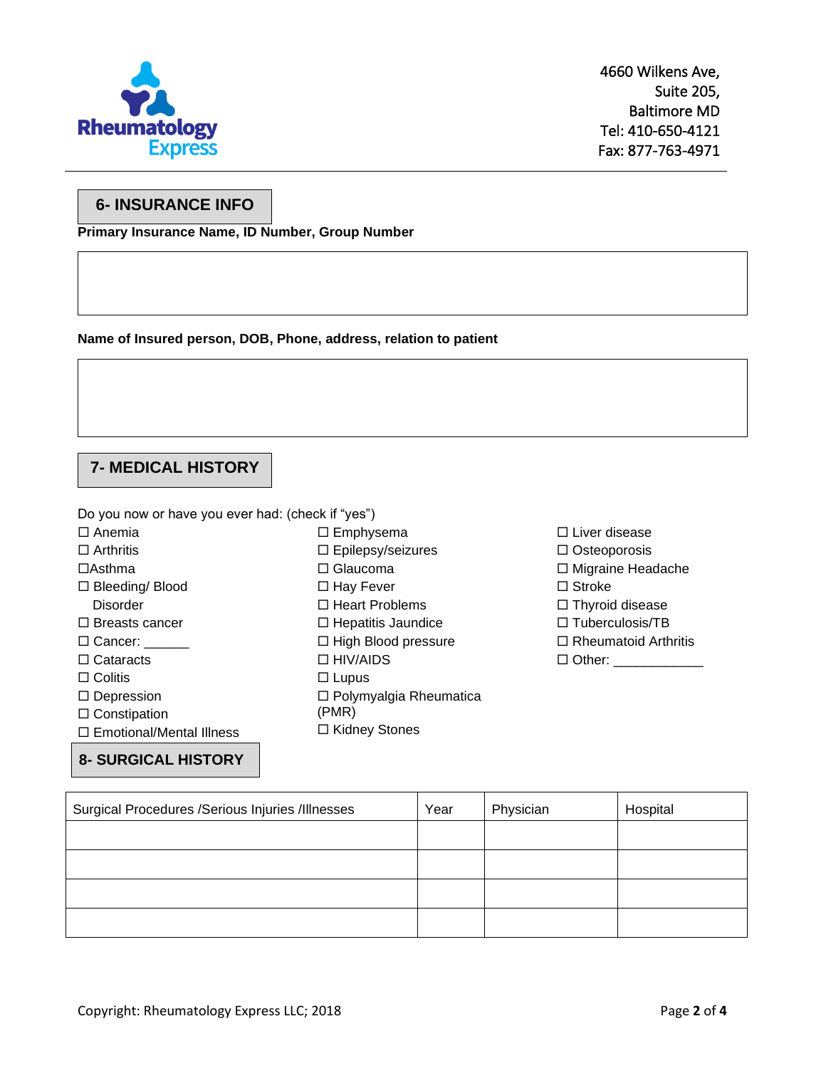Rheumatology Express

4660 Wilkens Ave,
Suite 205,
Baltimore MD
Tel: 410-650-4121
Fax: 877-763-4971

## 6- INSURANCE INFO

**Primary Insurance Name, ID Number, Group Number**

**Name of Insured person, DOB, Phone, address, relation to patient**

## 7- MEDICAL HISTORY

Do you now or have you ever had: (check if "yes")

☐ Anemia
☐ Arthritis
☐Asthma
☐ Bleeding/ Blood Disorder
☐ Breasts cancer
☐ Cancer: ______
☐ Cataracts
☐ Colitis
☐ Depression
☐ Constipation
☐ Emotional/Mental Illness
☐ Emphysema
☐ Epilepsy/seizures
☐ Glaucoma
☐ Hay Fever
☐ Heart Problems
☐ Hepatitis Jaundice
☐ High Blood pressure
☐ HIV/AIDS
☐ Lupus
☐ Polymyalgia Rheumatica (PMR)
☐ Kidney Stones
☐ Liver disease
☐ Osteoporosis
☐ Migraine Headache
☐ Stroke
☐ Thyroid disease
☐ Tuberculosis/TB
☐ Rheumatoid Arthritis
☐ Other: ____________

## 8- SURGICAL HISTORY

| Surgical Procedures /Serious Injuries /Illnesses | Year | Physician | Hospital |
|---|---|---|---|
| | | | |
| | | | |
| | | | |
| | | | |

Copyright: Rheumatology Express LLC; 2018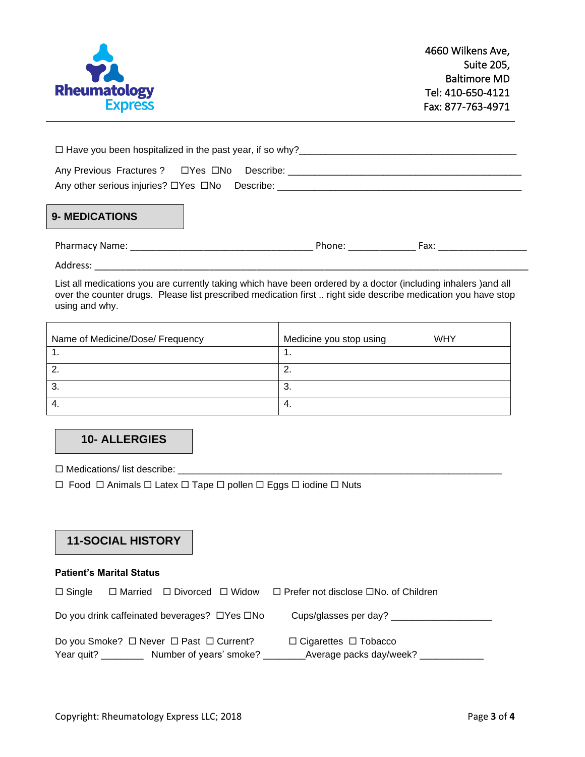☐ Have you been hospitalized in the past year, if so why?__________________________________________

Any Previous Fractures ? ☐Yes ☐No Describe: ______________________________________________

Any other serious injuries? ☐Yes ☐No Describe: ______________________________________________

## 9- MEDICATIONS

Pharmacy Name: ____________________________________ Phone: _____________ Fax: _________________

Address: ______________________________________________________________________________________

List all medications you are currently taking which have been ordered by a doctor (including inhalers )and all over the counter drugs. Please list prescribed medication first .. right side describe medication you have stop using and why.

| Name of Medicine/Dose/ Frequency | Medicine you stop using WHY |
|---|---|
| 1. | 1. |
| 2. | 2. |
| 3. | 3. |
| 4. | 4. |

## 10- ALLERGIES

☐ Medications/ list describe: _________________________________________________________________

☐ Food ☐ Animals ☐ Latex ☐ Tape ☐ pollen ☐ Eggs ☐ iodine ☐ Nuts

## 11-SOCIAL HISTORY

**Patient's Marital Status**

☐ Single ☐ Married ☐ Divorced ☐ Widow ☐ Prefer not disclose ☐No. of Children

Do you drink caffeinated beverages? ☐Yes ☐No Cups/glasses per day? ___________________

Do you Smoke? ☐ Never ☐ Past ☐ Current? ☐ Cigarettes ☐ Tobacco

Year quit? ________ Number of years' smoke? ________Average packs day/week? ____________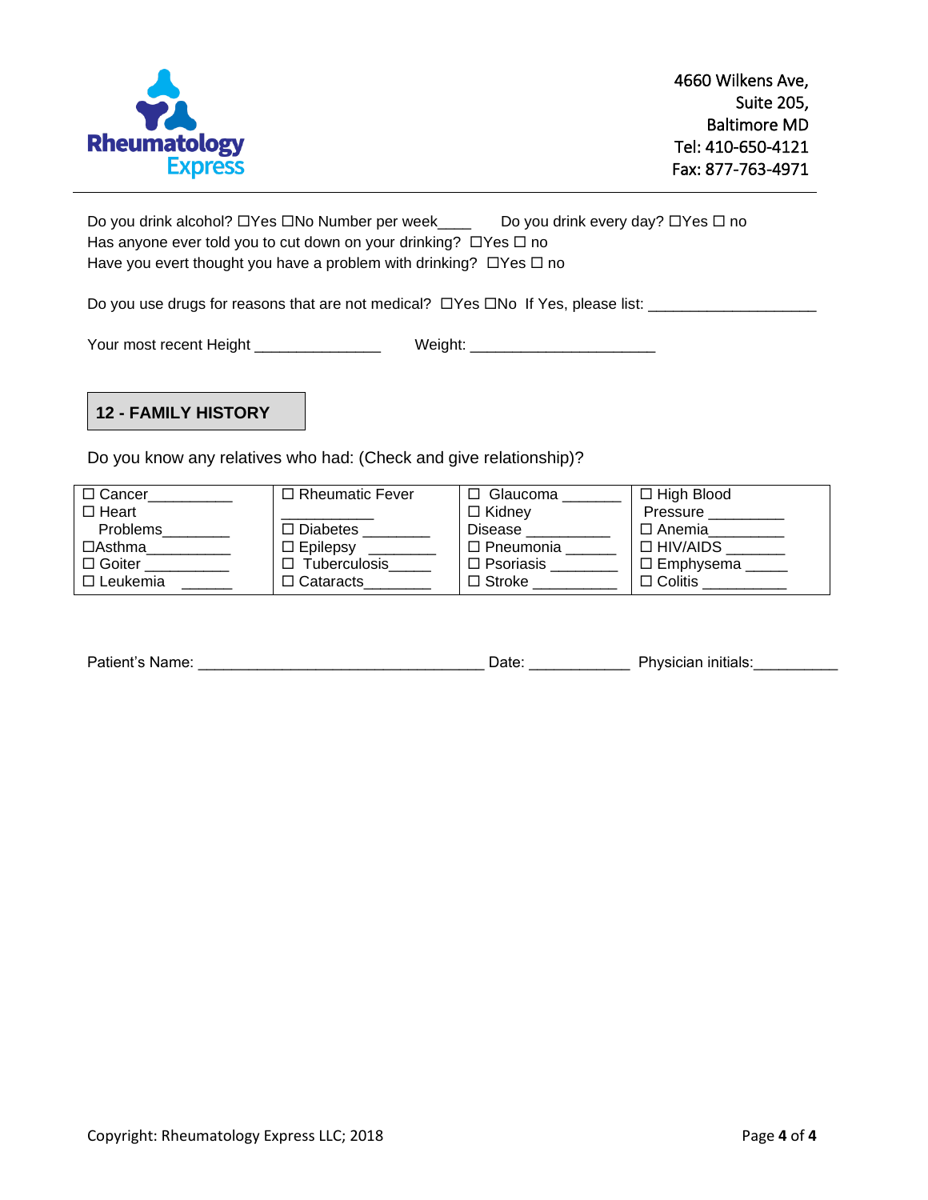Rheumatology Express

4660 Wilkens Ave,
Suite 205,
Baltimore MD
Tel: 410-650-4121
Fax: 877-763-4971

Do you drink alcohol? ☐Yes ☐No Number per week____ Do you drink every day? ☐Yes ☐ no
Has anyone ever told you to cut down on your drinking? ☐Yes ☐ no
Have you evert thought you have a problem with drinking? ☐Yes ☐ no

Do you use drugs for reasons that are not medical? ☐Yes ☐No If Yes, please list: ____________________

Your most recent Height _______________ Weight: ______________________

## 12 - FAMILY HISTORY

Do you know any relatives who had: (Check and give relationship)?

| | | | |
|---|---|---|---|
| ☐ Cancer__________ | ☐ Rheumatic Fever ___________ | ☐ Glaucoma _______ | ☐ High Blood Pressure _________ |
| ☐ Heart Problems________ | ☐ Diabetes ________ | ☐ Kidney Disease __________ | ☐ Anemia_________ |
| ☐Asthma__________ | ☐ Epilepsy ________ | ☐ Pneumonia ______ | ☐ HIV/AIDS _______ |
| ☐ Goiter __________ | ☐ Tuberculosis_____ | ☐ Psoriasis ________ | ☐ Emphysema _____ |
| ☐ Leukemia ______ | ☐ Cataracts________ | ☐ Stroke __________ | ☐ Colitis __________ |

Patient's Name: __________________________________ Date: ____________ Physician initials:__________

Copyright: Rheumatology Express LLC; 2018